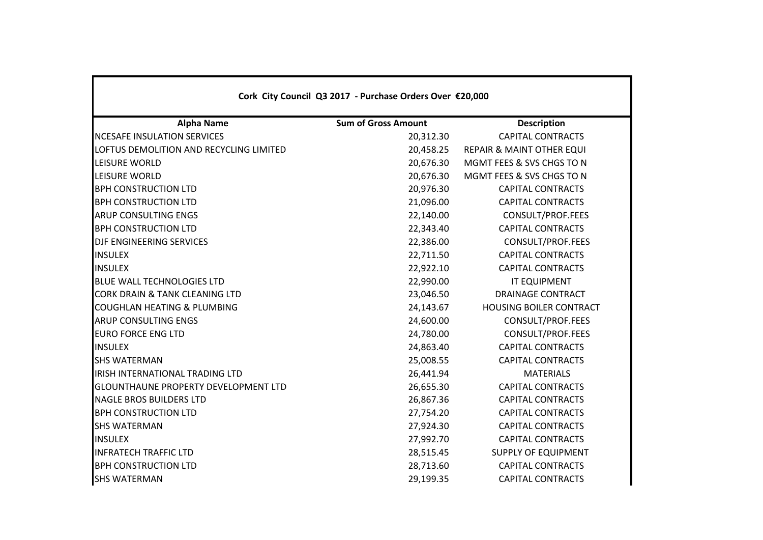**Cork City Council Q3 2017 - Purchase Orders Over €20,000**

| Alpha Name | Sum of Gross Amount | Description |
|---|---|---|
| NCESAFE INSULATION SERVICES | 20,312.30 | CAPITAL CONTRACTS |
| LOFTUS DEMOLITION AND RECYCLING LIMITED | 20,458.25 | REPAIR & MAINT OTHER EQUI |
| LEISURE WORLD | 20,676.30 | MGMT FEES & SVS CHGS TO N |
| LEISURE WORLD | 20,676.30 | MGMT FEES & SVS CHGS TO N |
| BPH CONSTRUCTION LTD | 20,976.30 | CAPITAL CONTRACTS |
| BPH CONSTRUCTION LTD | 21,096.00 | CAPITAL CONTRACTS |
| ARUP CONSULTING ENGS | 22,140.00 | CONSULT/PROF.FEES |
| BPH CONSTRUCTION LTD | 22,343.40 | CAPITAL CONTRACTS |
| DJF ENGINEERING SERVICES | 22,386.00 | CONSULT/PROF.FEES |
| INSULEX | 22,711.50 | CAPITAL CONTRACTS |
| INSULEX | 22,922.10 | CAPITAL CONTRACTS |
| BLUE WALL TECHNOLOGIES LTD | 22,990.00 | IT EQUIPMENT |
| CORK DRAIN & TANK CLEANING LTD | 23,046.50 | DRAINAGE CONTRACT |
| COUGHLAN HEATING & PLUMBING | 24,143.67 | HOUSING BOILER CONTRACT |
| ARUP CONSULTING ENGS | 24,600.00 | CONSULT/PROF.FEES |
| EURO FORCE ENG LTD | 24,780.00 | CONSULT/PROF.FEES |
| INSULEX | 24,863.40 | CAPITAL CONTRACTS |
| SHS WATERMAN | 25,008.55 | CAPITAL CONTRACTS |
| IRISH INTERNATIONAL TRADING LTD | 26,441.94 | MATERIALS |
| GLOUNTHAUNE PROPERTY DEVELOPMENT LTD | 26,655.30 | CAPITAL CONTRACTS |
| NAGLE BROS BUILDERS LTD | 26,867.36 | CAPITAL CONTRACTS |
| BPH CONSTRUCTION LTD | 27,754.20 | CAPITAL CONTRACTS |
| SHS WATERMAN | 27,924.30 | CAPITAL CONTRACTS |
| INSULEX | 27,992.70 | CAPITAL CONTRACTS |
| INFRATECH TRAFFIC LTD | 28,515.45 | SUPPLY OF EQUIPMENT |
| BPH CONSTRUCTION LTD | 28,713.60 | CAPITAL CONTRACTS |
| SHS WATERMAN | 29,199.35 | CAPITAL CONTRACTS |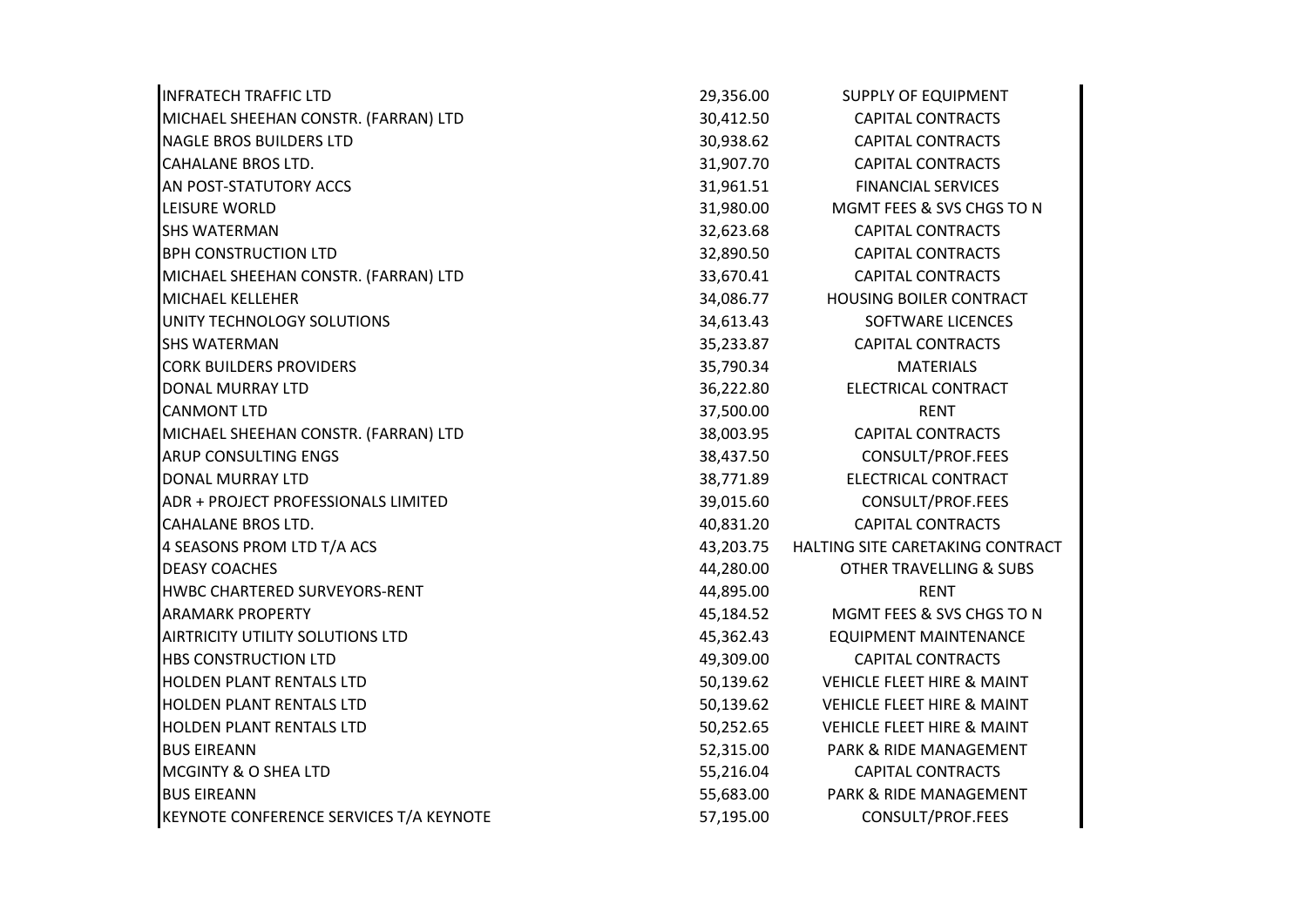| | | |
|---|---|---|
| INFRATECH TRAFFIC LTD | 29,356.00 | SUPPLY OF EQUIPMENT |
| MICHAEL SHEEHAN CONSTR. (FARRAN) LTD | 30,412.50 | CAPITAL CONTRACTS |
| NAGLE BROS BUILDERS LTD | 30,938.62 | CAPITAL CONTRACTS |
| CAHALANE BROS LTD. | 31,907.70 | CAPITAL CONTRACTS |
| AN POST-STATUTORY ACCS | 31,961.51 | FINANCIAL SERVICES |
| LEISURE WORLD | 31,980.00 | MGMT FEES & SVS CHGS TO N |
| SHS WATERMAN | 32,623.68 | CAPITAL CONTRACTS |
| BPH CONSTRUCTION LTD | 32,890.50 | CAPITAL CONTRACTS |
| MICHAEL SHEEHAN CONSTR. (FARRAN) LTD | 33,670.41 | CAPITAL CONTRACTS |
| MICHAEL KELLEHER | 34,086.77 | HOUSING BOILER CONTRACT |
| UNITY TECHNOLOGY SOLUTIONS | 34,613.43 | SOFTWARE LICENCES |
| SHS WATERMAN | 35,233.87 | CAPITAL CONTRACTS |
| CORK BUILDERS PROVIDERS | 35,790.34 | MATERIALS |
| DONAL MURRAY LTD | 36,222.80 | ELECTRICAL CONTRACT |
| CANMONT LTD | 37,500.00 | RENT |
| MICHAEL SHEEHAN CONSTR. (FARRAN) LTD | 38,003.95 | CAPITAL CONTRACTS |
| ARUP CONSULTING ENGS | 38,437.50 | CONSULT/PROF.FEES |
| DONAL MURRAY LTD | 38,771.89 | ELECTRICAL CONTRACT |
| ADR + PROJECT PROFESSIONALS LIMITED | 39,015.60 | CONSULT/PROF.FEES |
| CAHALANE BROS LTD. | 40,831.20 | CAPITAL CONTRACTS |
| 4 SEASONS PROM LTD T/A ACS | 43,203.75 | HALTING SITE CARETAKING CONTRACT |
| DEASY COACHES | 44,280.00 | OTHER TRAVELLING & SUBS |
| HWBC CHARTERED SURVEYORS-RENT | 44,895.00 | RENT |
| ARAMARK PROPERTY | 45,184.52 | MGMT FEES & SVS CHGS TO N |
| AIRTRICITY UTILITY SOLUTIONS LTD | 45,362.43 | EQUIPMENT MAINTENANCE |
| HBS CONSTRUCTION LTD | 49,309.00 | CAPITAL CONTRACTS |
| HOLDEN PLANT RENTALS LTD | 50,139.62 | VEHICLE FLEET HIRE & MAINT |
| HOLDEN PLANT RENTALS LTD | 50,139.62 | VEHICLE FLEET HIRE & MAINT |
| HOLDEN PLANT RENTALS LTD | 50,252.65 | VEHICLE FLEET HIRE & MAINT |
| BUS EIREANN | 52,315.00 | PARK & RIDE MANAGEMENT |
| MCGINTY & O SHEA LTD | 55,216.04 | CAPITAL CONTRACTS |
| BUS EIREANN | 55,683.00 | PARK & RIDE MANAGEMENT |
| KEYNOTE CONFERENCE SERVICES T/A KEYNOTE | 57,195.00 | CONSULT/PROF.FEES |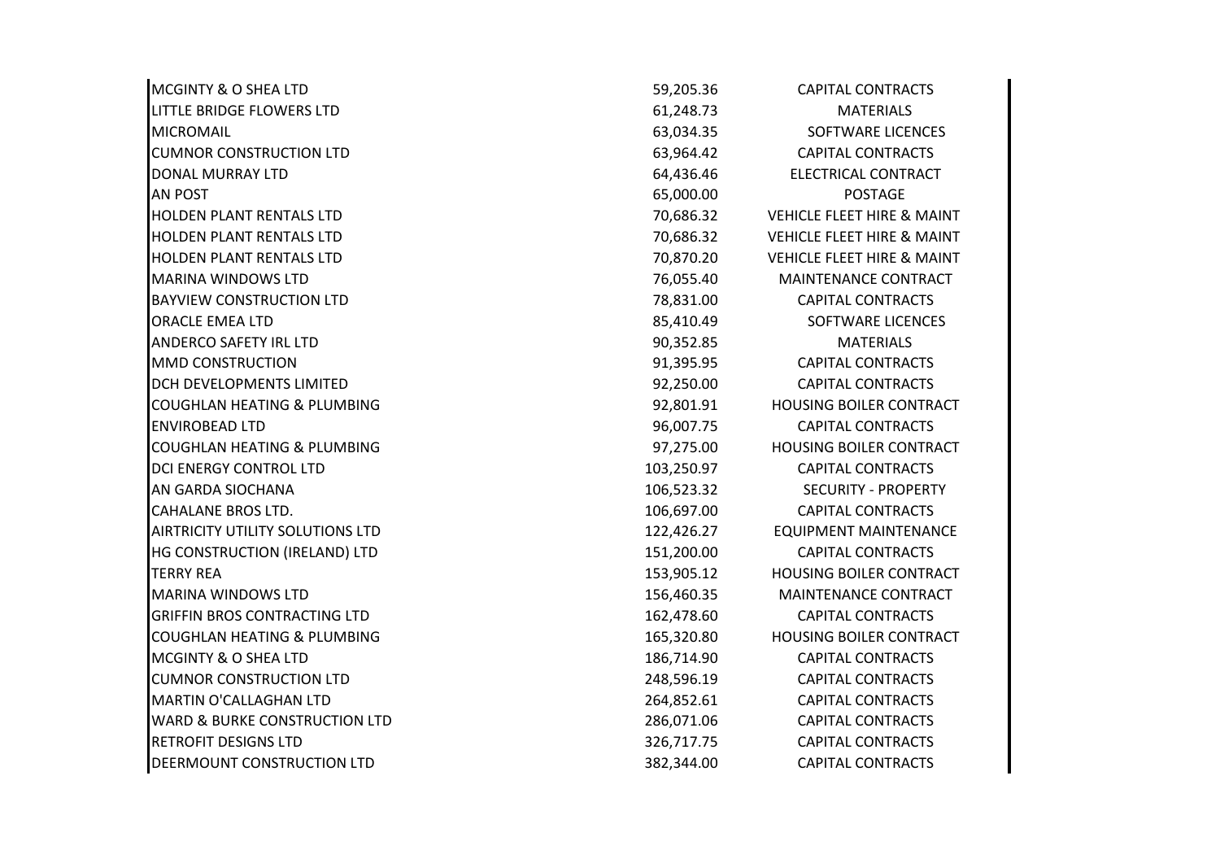| | | |
|---|---|---|
| MCGINTY & O SHEA LTD | 59,205.36 | CAPITAL CONTRACTS |
| LITTLE BRIDGE FLOWERS LTD | 61,248.73 | MATERIALS |
| MICROMAIL | 63,034.35 | SOFTWARE LICENCES |
| CUMNOR CONSTRUCTION LTD | 63,964.42 | CAPITAL CONTRACTS |
| DONAL MURRAY LTD | 64,436.46 | ELECTRICAL CONTRACT |
| AN POST | 65,000.00 | POSTAGE |
| HOLDEN PLANT RENTALS LTD | 70,686.32 | VEHICLE FLEET HIRE & MAINT |
| HOLDEN PLANT RENTALS LTD | 70,686.32 | VEHICLE FLEET HIRE & MAINT |
| HOLDEN PLANT RENTALS LTD | 70,870.20 | VEHICLE FLEET HIRE & MAINT |
| MARINA WINDOWS LTD | 76,055.40 | MAINTENANCE CONTRACT |
| BAYVIEW CONSTRUCTION LTD | 78,831.00 | CAPITAL CONTRACTS |
| ORACLE EMEA LTD | 85,410.49 | SOFTWARE LICENCES |
| ANDERCO SAFETY IRL LTD | 90,352.85 | MATERIALS |
| MMD CONSTRUCTION | 91,395.95 | CAPITAL CONTRACTS |
| DCH DEVELOPMENTS LIMITED | 92,250.00 | CAPITAL CONTRACTS |
| COUGHLAN HEATING & PLUMBING | 92,801.91 | HOUSING BOILER CONTRACT |
| ENVIROBEAD LTD | 96,007.75 | CAPITAL CONTRACTS |
| COUGHLAN HEATING & PLUMBING | 97,275.00 | HOUSING BOILER CONTRACT |
| DCI ENERGY CONTROL LTD | 103,250.97 | CAPITAL CONTRACTS |
| AN GARDA SIOCHANA | 106,523.32 | SECURITY - PROPERTY |
| CAHALANE BROS LTD. | 106,697.00 | CAPITAL CONTRACTS |
| AIRTRICITY UTILITY SOLUTIONS LTD | 122,426.27 | EQUIPMENT MAINTENANCE |
| HG CONSTRUCTION (IRELAND) LTD | 151,200.00 | CAPITAL CONTRACTS |
| TERRY REA | 153,905.12 | HOUSING BOILER CONTRACT |
| MARINA WINDOWS LTD | 156,460.35 | MAINTENANCE CONTRACT |
| GRIFFIN BROS CONTRACTING LTD | 162,478.60 | CAPITAL CONTRACTS |
| COUGHLAN HEATING & PLUMBING | 165,320.80 | HOUSING BOILER CONTRACT |
| MCGINTY & O SHEA LTD | 186,714.90 | CAPITAL CONTRACTS |
| CUMNOR CONSTRUCTION LTD | 248,596.19 | CAPITAL CONTRACTS |
| MARTIN O'CALLAGHAN LTD | 264,852.61 | CAPITAL CONTRACTS |
| WARD & BURKE CONSTRUCTION LTD | 286,071.06 | CAPITAL CONTRACTS |
| RETROFIT DESIGNS LTD | 326,717.75 | CAPITAL CONTRACTS |
| DEERMOUNT CONSTRUCTION LTD | 382,344.00 | CAPITAL CONTRACTS |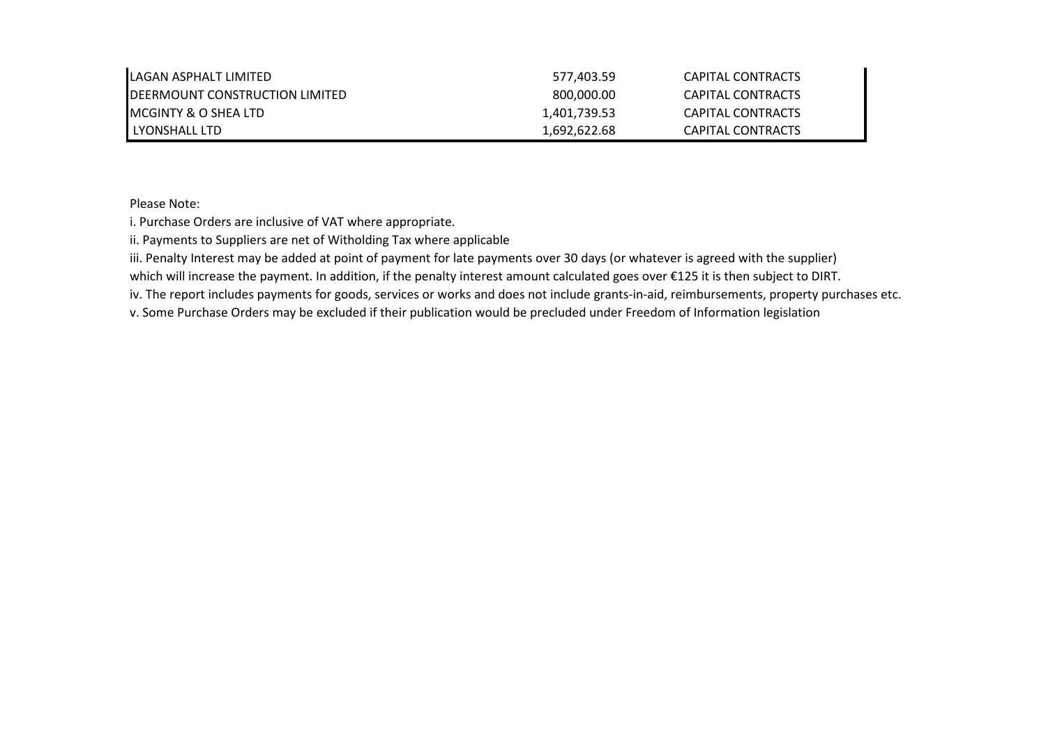| | | |
|---|---|---|
| LAGAN ASPHALT LIMITED | 577,403.59 | CAPITAL CONTRACTS |
| DEERMOUNT CONSTRUCTION LIMITED | 800,000.00 | CAPITAL CONTRACTS |
| MCGINTY & O SHEA LTD | 1,401,739.53 | CAPITAL CONTRACTS |
| LYONSHALL LTD | 1,692,622.68 | CAPITAL CONTRACTS |

Please Note:

i. Purchase Orders are inclusive of VAT where appropriate.

ii. Payments to Suppliers are net of Witholding Tax where applicable

iii. Penalty Interest may be added at point of payment for late payments over 30 days (or whatever is agreed with the supplier) which will increase the payment. In addition, if the penalty interest amount calculated goes over €125 it is then subject to DIRT.

iv. The report includes payments for goods, services or works and does not include grants-in-aid, reimbursements, property purchases etc.

v. Some Purchase Orders may be excluded if their publication would be precluded under Freedom of Information legislation